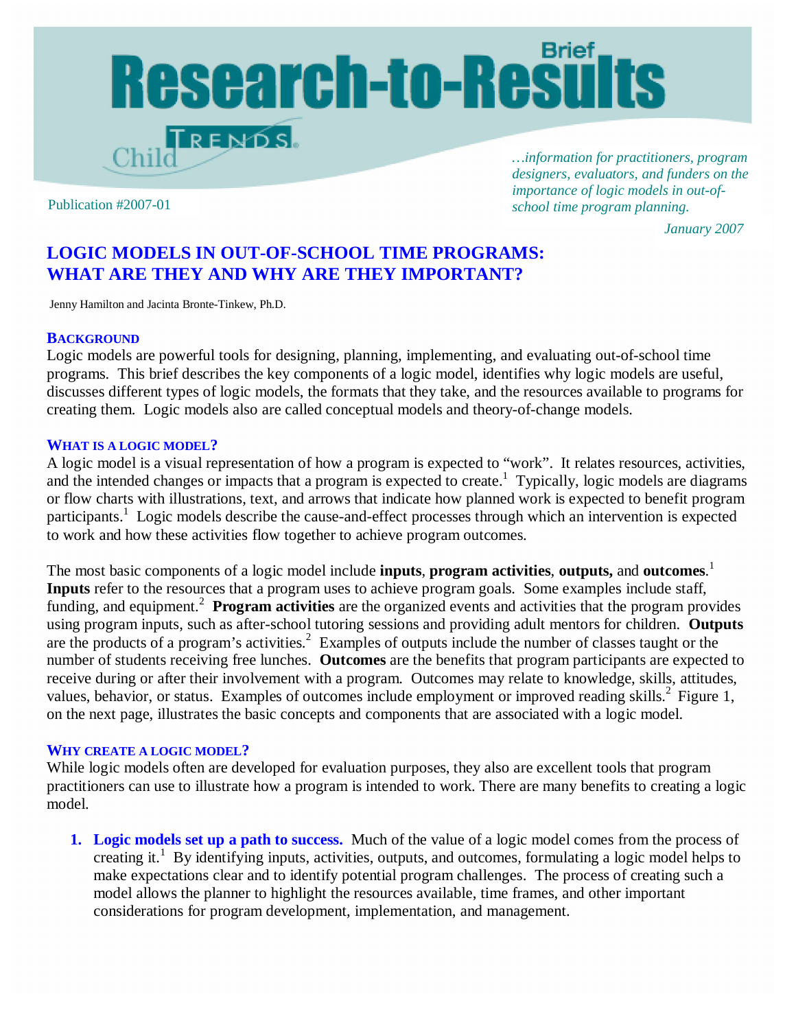# Research-to-Results Brief

Child Trends

Publication #2007-01

*…information for practitioners, program designers, evaluators, and funders on the importance of logic models in out-of-school time program planning.*

*January 2007*

## LOGIC MODELS IN OUT-OF-SCHOOL TIME PROGRAMS: WHAT ARE THEY AND WHY ARE THEY IMPORTANT?

Jenny Hamilton and Jacinta Bronte-Tinkew, Ph.D.

### BACKGROUND

Logic models are powerful tools for designing, planning, implementing, and evaluating out-of-school time programs. This brief describes the key components of a logic model, identifies why logic models are useful, discusses different types of logic models, the formats that they take, and the resources available to programs for creating them. Logic models also are called conceptual models and theory-of-change models.

### WHAT IS A LOGIC MODEL?

A logic model is a visual representation of how a program is expected to "work". It relates resources, activities, and the intended changes or impacts that a program is expected to create.[1] Typically, logic models are diagrams or flow charts with illustrations, text, and arrows that indicate how planned work is expected to benefit program participants.[1] Logic models describe the cause-and-effect processes through which an intervention is expected to work and how these activities flow together to achieve program outcomes.

The most basic components of a logic model include **inputs**, **program activities**, **outputs,** and **outcomes**.[1] **Inputs** refer to the resources that a program uses to achieve program goals. Some examples include staff, funding, and equipment.[2] **Program activities** are the organized events and activities that the program provides using program inputs, such as after-school tutoring sessions and providing adult mentors for children. **Outputs** are the products of a program's activities.[2] Examples of outputs include the number of classes taught or the number of students receiving free lunches. **Outcomes** are the benefits that program participants are expected to receive during or after their involvement with a program. Outcomes may relate to knowledge, skills, attitudes, values, behavior, or status. Examples of outcomes include employment or improved reading skills.[2] Figure 1, on the next page, illustrates the basic concepts and components that are associated with a logic model.

### WHY CREATE A LOGIC MODEL?

While logic models often are developed for evaluation purposes, they also are excellent tools that program practitioners can use to illustrate how a program is intended to work. There are many benefits to creating a logic model.

1. **Logic models set up a path to success.** Much of the value of a logic model comes from the process of creating it.[1] By identifying inputs, activities, outputs, and outcomes, formulating a logic model helps to make expectations clear and to identify potential program challenges. The process of creating such a model allows the planner to highlight the resources available, time frames, and other important considerations for program development, implementation, and management.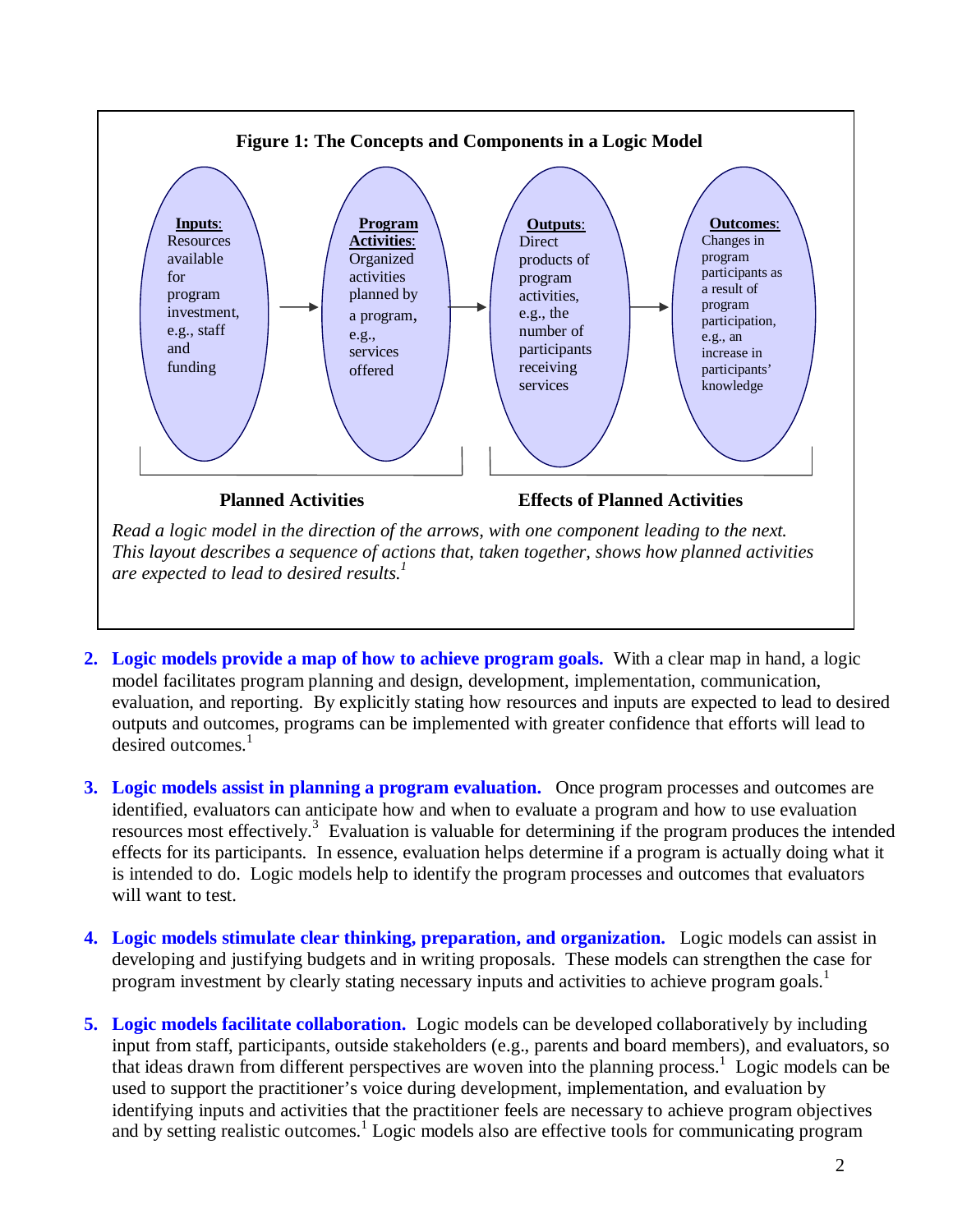**Figure 1: The Concepts and Components in a Logic Model**

**Inputs**: Resources available for program investment, e.g., staff and funding → **Program Activities**: Organized activities planned by a program, e.g., services offered → **Outputs**: Direct products of program activities, e.g., the number of participants receiving services → **Outcomes**: Changes in program participants as a result of program participation, e.g., an increase in participants' knowledge

**Planned Activities** (Inputs, Program Activities) | **Effects of Planned Activities** (Outputs, Outcomes)

*Read a logic model in the direction of the arrows, with one component leading to the next. This layout describes a sequence of actions that, taken together, shows how planned activities are expected to lead to desired results.*[1]

2. **Logic models provide a map of how to achieve program goals.** With a clear map in hand, a logic model facilitates program planning and design, development, implementation, communication, evaluation, and reporting. By explicitly stating how resources and inputs are expected to lead to desired outputs and outcomes, programs can be implemented with greater confidence that efforts will lead to desired outcomes.[1]

3. **Logic models assist in planning a program evaluation.** Once program processes and outcomes are identified, evaluators can anticipate how and when to evaluate a program and how to use evaluation resources most effectively.[3] Evaluation is valuable for determining if the program produces the intended effects for its participants. In essence, evaluation helps determine if a program is actually doing what it is intended to do. Logic models help to identify the program processes and outcomes that evaluators will want to test.

4. **Logic models stimulate clear thinking, preparation, and organization.** Logic models can assist in developing and justifying budgets and in writing proposals. These models can strengthen the case for program investment by clearly stating necessary inputs and activities to achieve program goals.[1]

5. **Logic models facilitate collaboration.** Logic models can be developed collaboratively by including input from staff, participants, outside stakeholders (e.g., parents and board members), and evaluators, so that ideas drawn from different perspectives are woven into the planning process.[1] Logic models can be used to support the practitioner's voice during development, implementation, and evaluation by identifying inputs and activities that the practitioner feels are necessary to achieve program objectives and by setting realistic outcomes.[1] Logic models also are effective tools for communicating program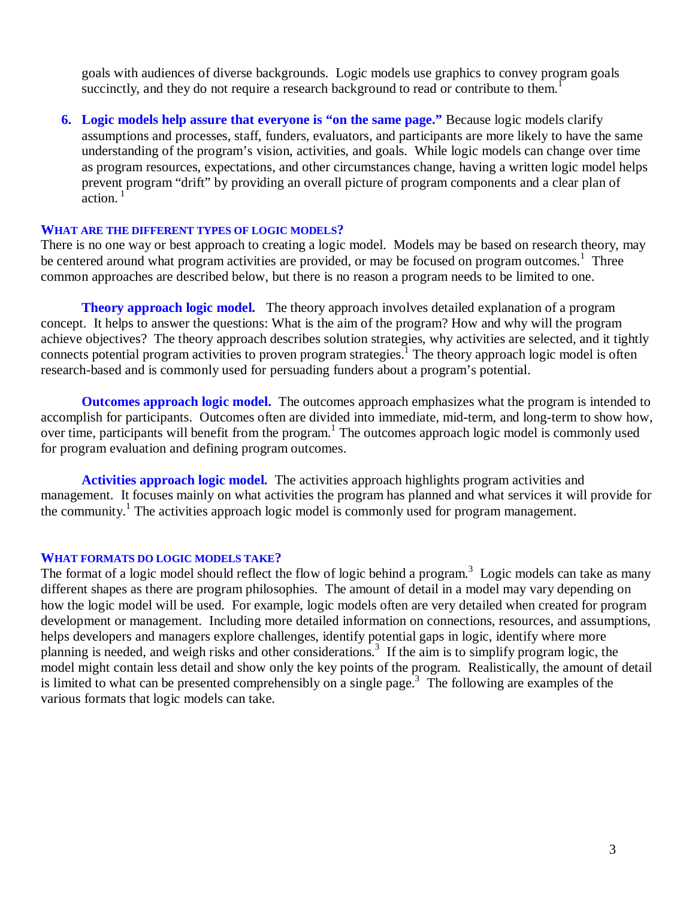goals with audiences of diverse backgrounds. Logic models use graphics to convey program goals succinctly, and they do not require a research background to read or contribute to them.[1]

6. **Logic models help assure that everyone is "on the same page."** Because logic models clarify assumptions and processes, staff, funders, evaluators, and participants are more likely to have the same understanding of the program's vision, activities, and goals. While logic models can change over time as program resources, expectations, and other circumstances change, having a written logic model helps prevent program "drift" by providing an overall picture of program components and a clear plan of action.[1]

### WHAT ARE THE DIFFERENT TYPES OF LOGIC MODELS?

There is no one way or best approach to creating a logic model. Models may be based on research theory, may be centered around what program activities are provided, or may be focused on program outcomes.[1] Three common approaches are described below, but there is no reason a program needs to be limited to one.

**Theory approach logic model.** The theory approach involves detailed explanation of a program concept. It helps to answer the questions: What is the aim of the program? How and why will the program achieve objectives? The theory approach describes solution strategies, why activities are selected, and it tightly connects potential program activities to proven program strategies.[1] The theory approach logic model is often research-based and is commonly used for persuading funders about a program's potential.

**Outcomes approach logic model.** The outcomes approach emphasizes what the program is intended to accomplish for participants. Outcomes often are divided into immediate, mid-term, and long-term to show how, over time, participants will benefit from the program.[1] The outcomes approach logic model is commonly used for program evaluation and defining program outcomes.

**Activities approach logic model.** The activities approach highlights program activities and management. It focuses mainly on what activities the program has planned and what services it will provide for the community.[1] The activities approach logic model is commonly used for program management.

### WHAT FORMATS DO LOGIC MODELS TAKE?

The format of a logic model should reflect the flow of logic behind a program.[3] Logic models can take as many different shapes as there are program philosophies. The amount of detail in a model may vary depending on how the logic model will be used. For example, logic models often are very detailed when created for program development or management. Including more detailed information on connections, resources, and assumptions, helps developers and managers explore challenges, identify potential gaps in logic, identify where more planning is needed, and weigh risks and other considerations.[3] If the aim is to simplify program logic, the model might contain less detail and show only the key points of the program. Realistically, the amount of detail is limited to what can be presented comprehensibly on a single page.[3] The following are examples of the various formats that logic models can take.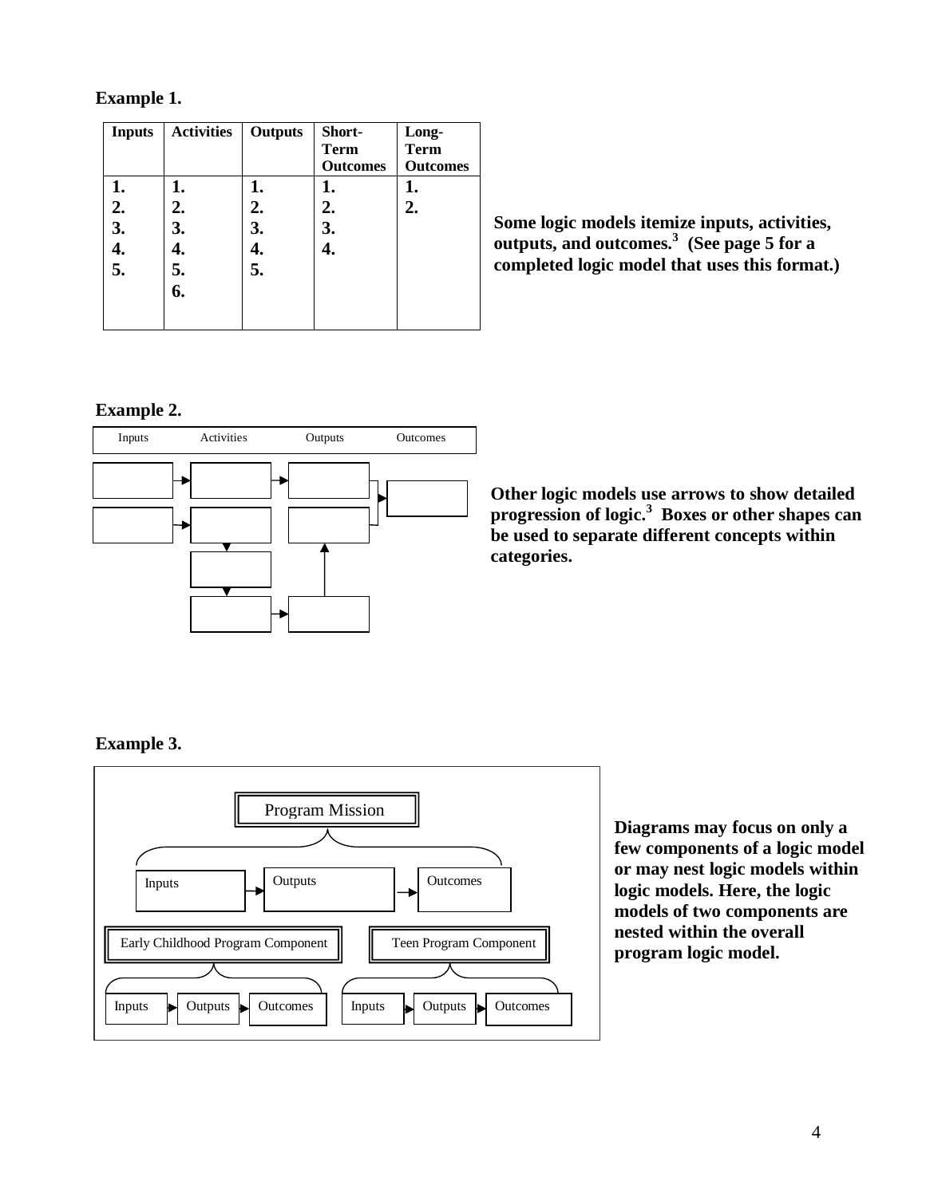**Example 1.**

| Inputs | Activities | Outputs | Short-Term Outcomes | Long-Term Outcomes |
|---|---|---|---|---|
| 1. | 1. | 1. | 1. | 1. |
| 2. | 2. | 2. | 2. | 2. |
| 3. | 3. | 3. | 3. | |
| 4. | 4. | 4. | 4. | |
| 5. | 5. | 5. | | |
| | 6. | | | |

**Some logic models itemize inputs, activities, outputs, and outcomes.[3] (See page 5 for a completed logic model that uses this format.)**

**Example 2.**

Inputs | Activities | Outputs | Outcomes

**Other logic models use arrows to show detailed progression of logic.[3] Boxes or other shapes can be used to separate different concepts within categories.**

**Example 3.**

Program Mission

Inputs → Outputs → Outcomes

Early Childhood Program Component

Inputs → Outputs → Outcomes

Teen Program Component

Inputs → Outputs → Outcomes

**Diagrams may focus on only a few components of a logic model or may nest logic models within logic models. Here, the logic models of two components are nested within the overall program logic model.**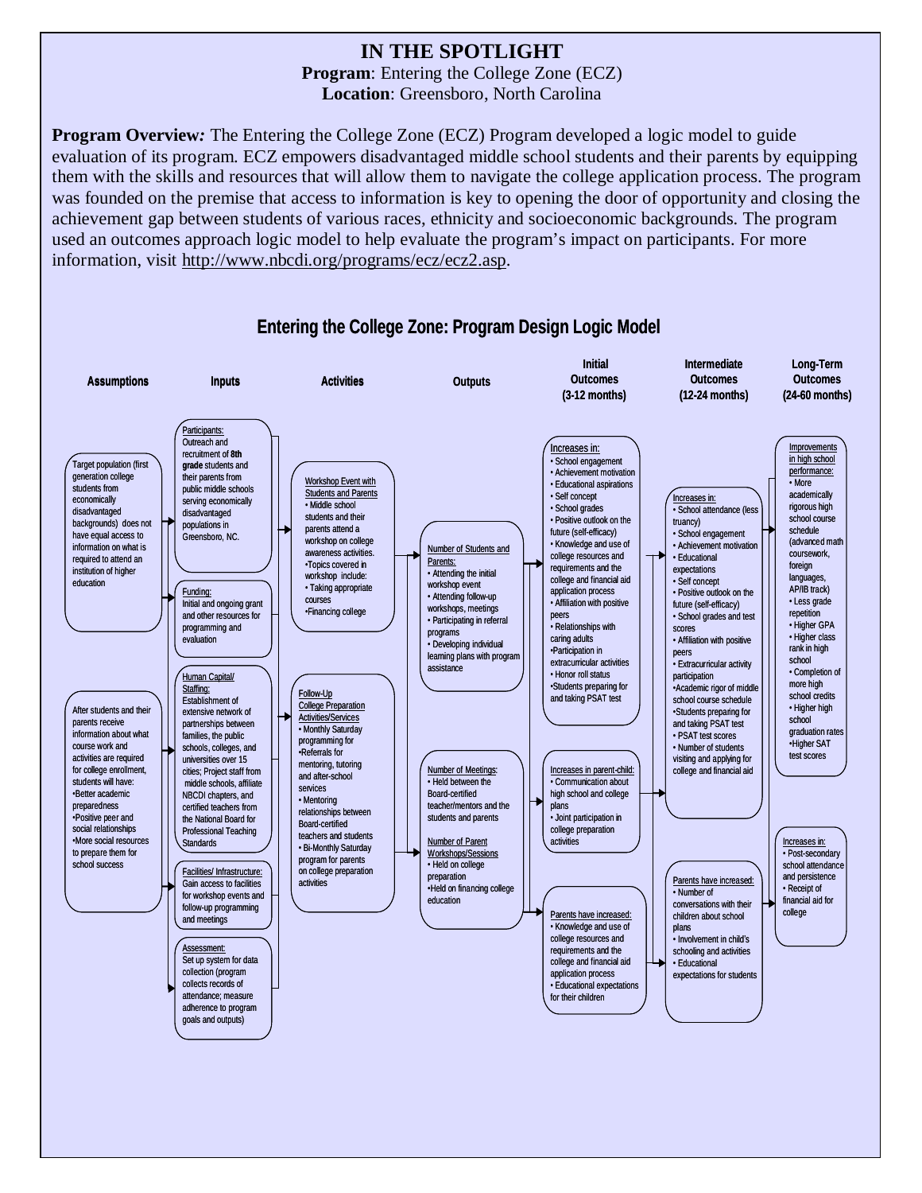# IN THE SPOTLIGHT

**Program**: Entering the College Zone (ECZ)
**Location**: Greensboro, North Carolina

**Program Overview*:*** The Entering the College Zone (ECZ) Program developed a logic model to guide evaluation of its program. ECZ empowers disadvantaged middle school students and their parents by equipping them with the skills and resources that will allow them to navigate the college application process. The program was founded on the premise that access to information is key to opening the door of opportunity and closing the achievement gap between students of various races, ethnicity and socioeconomic backgrounds. The program used an outcomes approach logic model to help evaluate the program's impact on participants. For more information, visit http://www.nbcdi.org/programs/ecz/ecz2.asp.

## Entering the College Zone: Program Design Logic Model

**Assumptions**

Target population (first generation college students from economically disadvantaged backgrounds) does not have equal access to information on what is required to attend an institution of higher education

After students and their parents receive information about what course work and activities are required for college enrollment, students will have:
- Better academic preparedness
- Positive peer and social relationships
- More social resources to prepare them for school success

**Inputs**

Participants:
Outreach and recruitment of **8th grade** students and their parents from public middle schools serving economically disadvantaged populations in Greensboro, NC.

Funding:
Initial and ongoing grant and other resources for programming and evaluation

Human Capital/ Staffing:
Establishment of extensive network of partnerships between families, the public schools, colleges, and universities over 15 cities; Project staff from middle schools, affiliate NBCDI chapters, and certified teachers from the National Board for Professional Teaching Standards

Facilities/ Infrastructure:
Gain access to facilities for workshop events and follow-up programming and meetings

Assessment:
Set up system for data collection (program collects records of attendance; measure adherence to program goals and outputs)

**Activities**

Workshop Event with Students and Parents
- Middle school students and their parents attend a workshop on college awareness activities.
- Topics covered in workshop include:
- Taking appropriate courses
- Financing college

Follow-Up College Preparation Activities/Services
- Monthly Saturday programming for
- Referrals for mentoring, tutoring and after-school services
- Mentoring relationships between Board-certified teachers and students
- Bi-Monthly Saturday program for parents on college preparation activities

**Outputs**

Number of Students and Parents:
- Attending the initial workshop event
- Attending follow-up workshops, meetings
- Participating in referral programs
- Developing individual learning plans with program assistance

Number of Meetings:
- Held between the Board-certified teacher/mentors and the students and parents

Number of Parent Workshops/Sessions
- Held on college preparation
- Held on financing college education

**Initial Outcomes (3-12 months)**

Increases in:
- School engagement
- Achievement motivation
- Educational aspirations
- Self concept
- School grades
- Positive outlook on the future (self-efficacy)
- Knowledge and use of college resources and requirements and the college and financial aid application process
- Affiliation with positive peers
- Relationships with caring adults
- Participation in extracurricular activities
- Honor roll status
- Students preparing for and taking PSAT test

Increases in parent-child:
- Communication about high school and college plans
- Joint participation in college preparation activities

Parents have increased:
- Knowledge and use of college resources and requirements and the college and financial aid application process
- Educational expectations for their children

**Intermediate Outcomes (12-24 months)**

Increases in:
- School attendance (less truancy)
- School engagement
- Achievement motivation
- Educational expectations
- Self concept
- Positive outlook on the future (self-efficacy)
- School grades and test scores
- Affiliation with positive peers
- Extracurricular activity participation
- Academic rigor of middle school course schedule
- Students preparing for and taking PSAT test
- PSAT test scores
- Number of students visiting and applying for college and financial aid

Parents have increased:
- Number of conversations with their children about school plans
- Involvement in child's schooling and activities
- Educational expectations for students

**Long-Term Outcomes (24-60 months)**

Improvements in high school performance:
- More academically rigorous high school course schedule (advanced math coursework, foreign languages, AP/IB track)
- Less grade repetition
- Higher GPA
- Higher class rank in high school
- Completion of more high school credits
- Higher high school graduation rates
- Higher SAT test scores

Increases in:
- Post-secondary school attendance and persistence
- Receipt of financial aid for college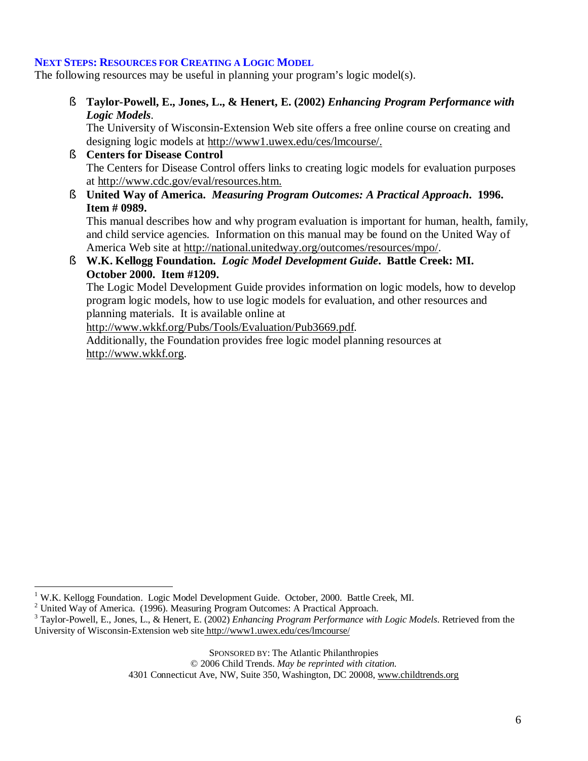## NEXT STEPS: RESOURCES FOR CREATING A LOGIC MODEL

The following resources may be useful in planning your program's logic model(s).

- **Taylor-Powell, E., Jones, L., & Henert, E. (2002)** ***Enhancing Program Performance with Logic Models***.
  The University of Wisconsin-Extension Web site offers a free online course on creating and designing logic models at http://www1.uwex.edu/ces/lmcourse/.
- **Centers for Disease Control**
  The Centers for Disease Control offers links to creating logic models for evaluation purposes at http://www.cdc.gov/eval/resources.htm.
- **United Way of America.** ***Measuring Program Outcomes: A Practical Approach*****. 1996. Item # 0989.**
  This manual describes how and why program evaluation is important for human, health, family, and child service agencies. Information on this manual may be found on the United Way of America Web site at http://national.unitedway.org/outcomes/resources/mpo/.
- **W.K. Kellogg Foundation.** ***Logic Model Development Guide*****. Battle Creek: MI. October 2000. Item #1209.**
  The Logic Model Development Guide provides information on logic models, how to develop program logic models, how to use logic models for evaluation, and other resources and planning materials. It is available online at http://www.wkkf.org/Pubs/Tools/Evaluation/Pub3669.pdf.
  Additionally, the Foundation provides free logic model planning resources at http://www.wkkf.org.

---

[1] W.K. Kellogg Foundation. Logic Model Development Guide. October, 2000. Battle Creek, MI.

[2] United Way of America. (1996). Measuring Program Outcomes: A Practical Approach.

[3] Taylor-Powell, E., Jones, L., & Henert, E. (2002) *Enhancing Program Performance with Logic Models*. Retrieved from the University of Wisconsin-Extension web site http://www1.uwex.edu/ces/lmcourse/

SPONSORED BY: The Atlantic Philanthropies
© 2006 Child Trends. *May be reprinted with citation.*
4301 Connecticut Ave, NW, Suite 350, Washington, DC 20008, www.childtrends.org